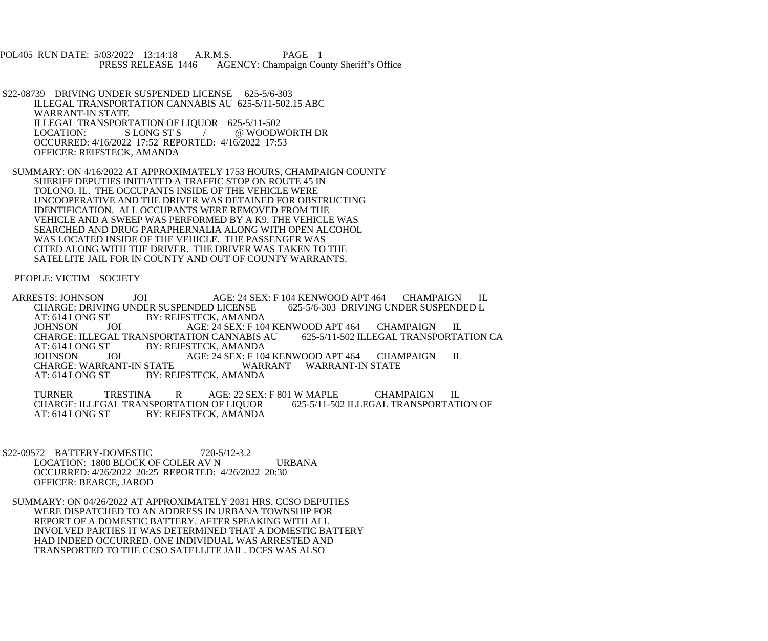POL405 RUN DATE: 5/03/2022 13:14:18 A.R.M.S. PAGE 1
PRESS RELEASE 1446 AGENCY: Champaign County Sheriff's Office

S22-08739 DRIVING UNDER SUSPENDED LICENSE 625-5/6-303
ILLEGAL TRANSPORTATION CANNABIS AU 625-5/11-502.15 ABC
WARRANT-IN STATE
ILLEGAL TRANSPORTATION OF LIQUOR 625-5/11-502
LOCATION: S LONG ST S / @ WOODWORTH DR
OCCURRED: 4/16/2022 17:52 REPORTED: 4/16/2022 17:53
OFFICER: REIFSTECK, AMANDA

SUMMARY: ON 4/16/2022 AT APPROXIMATELY 1753 HOURS, CHAMPAIGN COUNTY SHERIFF DEPUTIES INITIATED A TRAFFIC STOP ON ROUTE 45 IN TOLONO, IL. THE OCCUPANTS INSIDE OF THE VEHICLE WERE UNCOOPERATIVE AND THE DRIVER WAS DETAINED FOR OBSTRUCTING IDENTIFICATION. ALL OCCUPANTS WERE REMOVED FROM THE VEHICLE AND A SWEEP WAS PERFORMED BY A K9. THE VEHICLE WAS SEARCHED AND DRUG PARAPHERNALIA ALONG WITH OPEN ALCOHOL WAS LOCATED INSIDE OF THE VEHICLE. THE PASSENGER WAS CITED ALONG WITH THE DRIVER. THE DRIVER WAS TAKEN TO THE SATELLITE JAIL FOR IN COUNTY AND OUT OF COUNTY WARRANTS.

PEOPLE: VICTIM SOCIETY

ARRESTS: JOHNSON JOI AGE: 24 SEX: F 104 KENWOOD APT 464 CHAMPAIGN IL
CHARGE: DRIVING UNDER SUSPENDED LICENSE 625-5/6-303 DRIVING UNDER SUSPENDED L
AT: 614 LONG ST BY: REIFSTECK, AMANDA
JOHNSON JOI AGE: 24 SEX: F 104 KENWOOD APT 464 CHAMPAIGN IL
CHARGE: ILLEGAL TRANSPORTATION CANNABIS AU 625-5/11-502 ILLEGAL TRANSPORTATION CA
AT: 614 LONG ST BY: REIFSTECK, AMANDA
JOHNSON JOI AGE: 24 SEX: F 104 KENWOOD APT 464 CHAMPAIGN IL
CHARGE: WARRANT-IN STATE WARRANT WARRANT-IN STATE
AT: 614 LONG ST BY: REIFSTECK, AMANDA

TURNER TRESTINA R AGE: 22 SEX: F 801 W MAPLE CHAMPAIGN IL
CHARGE: ILLEGAL TRANSPORTATION OF LIQUOR 625-5/11-502 ILLEGAL TRANSPORTATION OF
AT: 614 LONG ST BY: REIFSTECK, AMANDA

S22-09572 BATTERY-DOMESTIC 720-5/12-3.2
LOCATION: 1800 BLOCK OF COLER AV N URBANA
OCCURRED: 4/26/2022 20:25 REPORTED: 4/26/2022 20:30
OFFICER: BEARCE, JAROD

SUMMARY: ON 04/26/2022 AT APPROXIMATELY 2031 HRS. CCSO DEPUTIES WERE DISPATCHED TO AN ADDRESS IN URBANA TOWNSHIP FOR REPORT OF A DOMESTIC BATTERY. AFTER SPEAKING WITH ALL INVOLVED PARTIES IT WAS DETERMINED THAT A DOMESTIC BATTERY HAD INDEED OCCURRED. ONE INDIVIDUAL WAS ARRESTED AND TRANSPORTED TO THE CCSO SATELLITE JAIL. DCFS WAS ALSO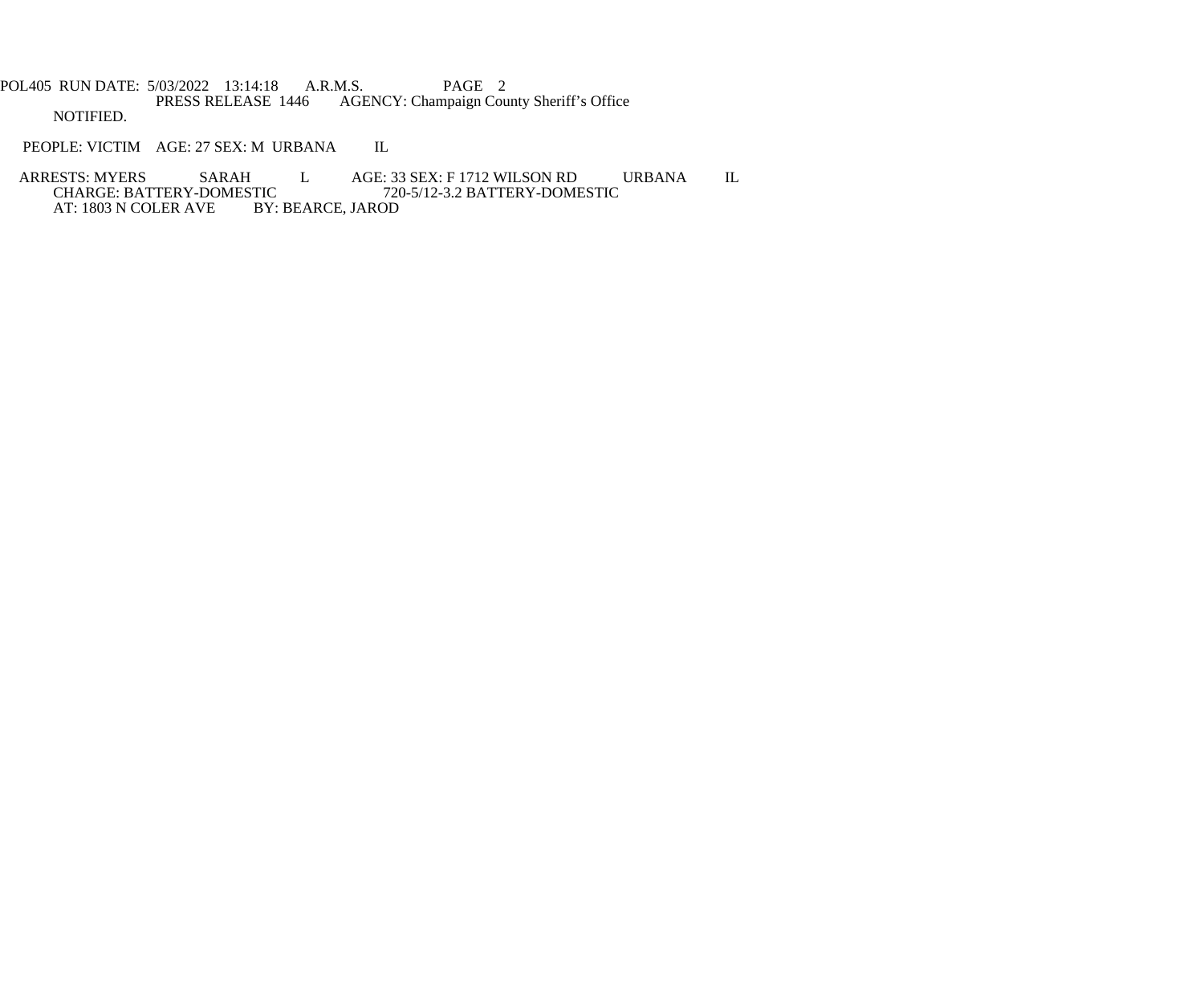NOTIFIED.

PEOPLE: VICTIM AGE: 27 SEX: M URBANA IL

ARRESTS: MYERS SARAH L AGE: 33 SEX: F 1712 WILSON RD URBANA IL
CHARGE: BATTERY-DOMESTIC 720-5/12-3.2 BATTERY-DOMESTIC
AT: 1803 N COLER AVE BY: BEARCE, JAROD